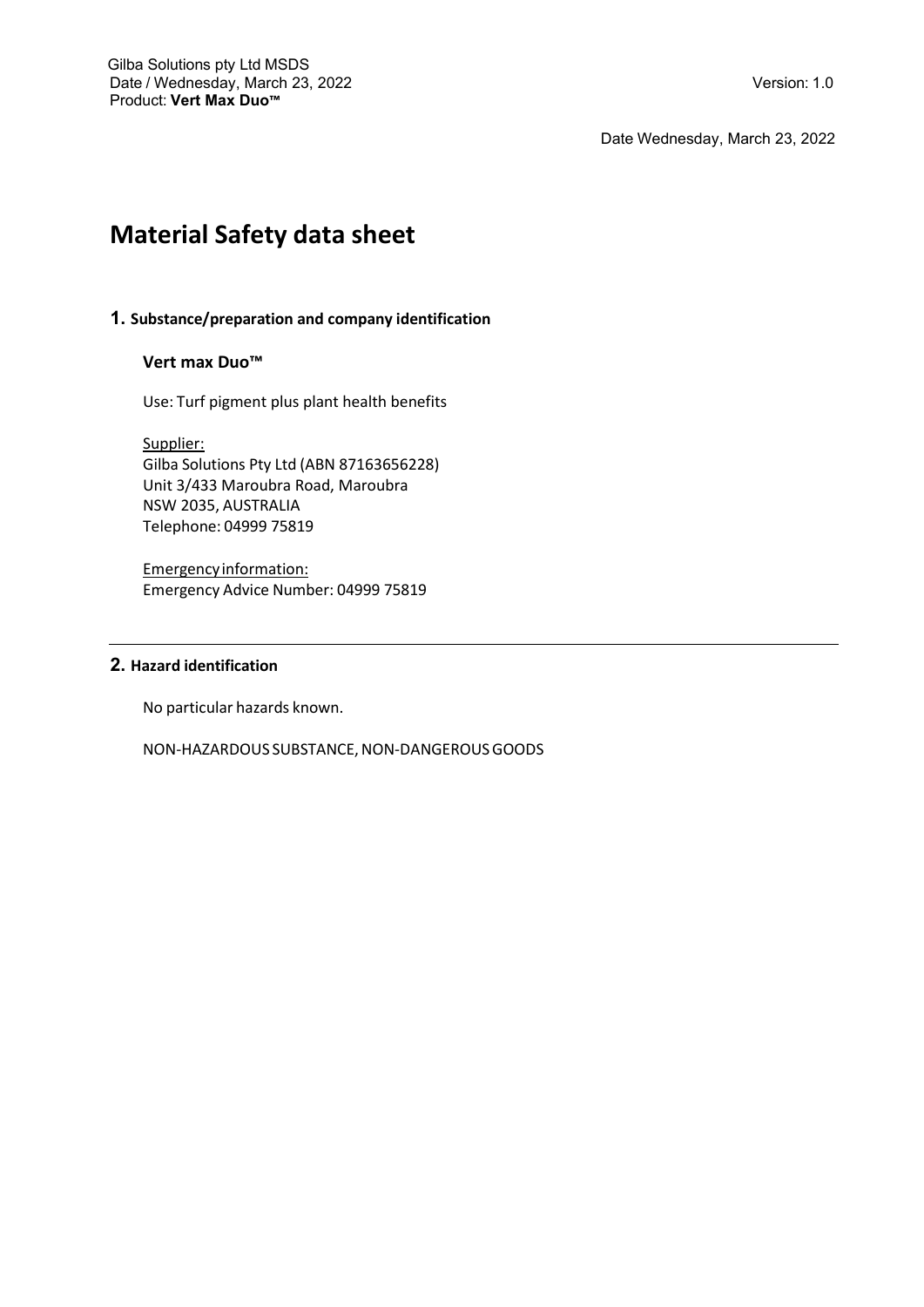Date Wednesday, March 23, 2022

# Material Safety data sheet

## 1. Substance/preparation and company identification

### Vert max Duo™

Use: Turf pigment plus plant health benefits

Supplier:
Gilba Solutions Pty Ltd (ABN 87163656228)
Unit 3/433 Maroubra Road, Maroubra
NSW 2035, AUSTRALIA
Telephone: 04999 75819

Emergency information:
Emergency Advice Number: 04999 75819

---

## 2. Hazard identification

No particular hazards known.

NON-HAZARDOUS SUBSTANCE, NON-DANGEROUS GOODS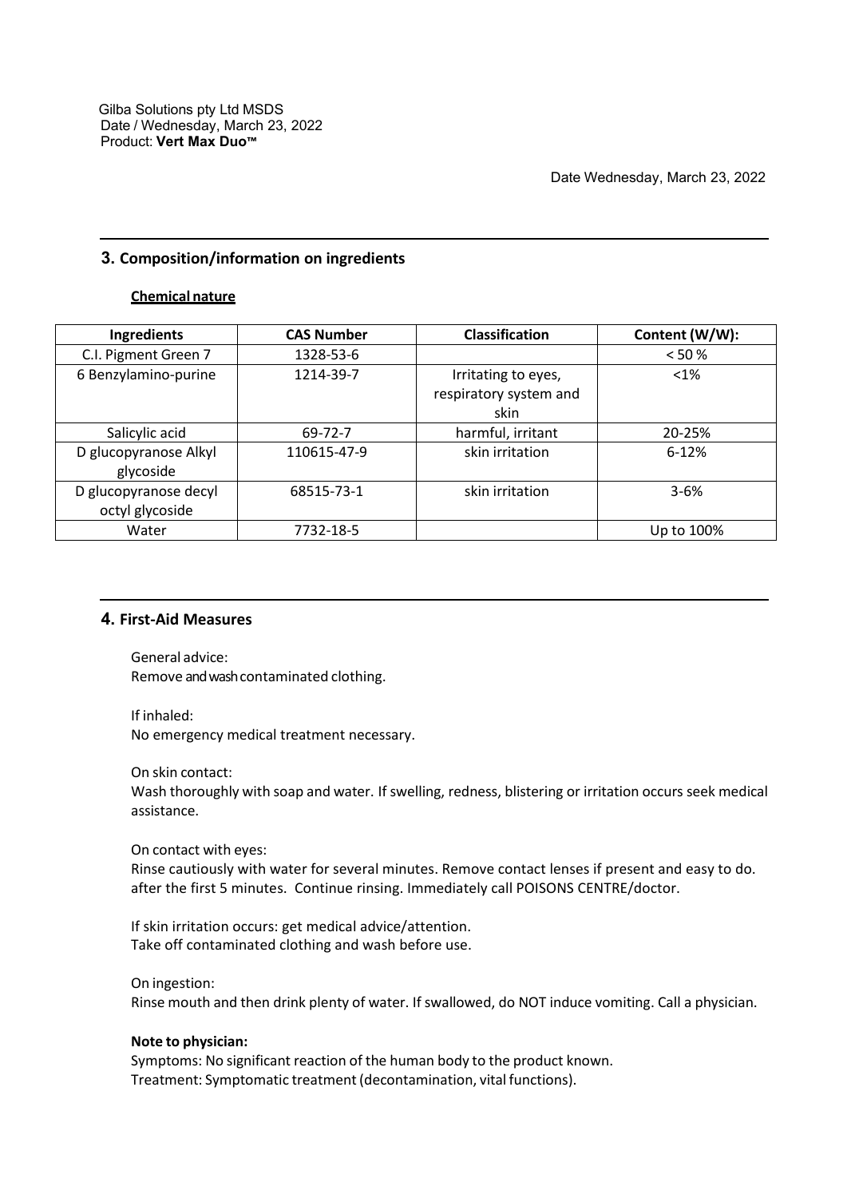Gilba Solutions pty Ltd MSDS
Date / Wednesday, March 23, 2022
Product: **Vert Max Duo™**

Date Wednesday, March 23, 2022

## 3. Composition/information on ingredients

### Chemical nature

| Ingredients | CAS Number | Classification | Content (W/W): |
|---|---|---|---|
| C.I. Pigment Green 7 | 1328-53-6 | | < 50 % |
| 6 Benzylamino-purine | 1214-39-7 | Irritating to eyes, respiratory system and skin | <1% |
| Salicylic acid | 69-72-7 | harmful, irritant | 20-25% |
| D glucopyranose Alkyl glycoside | 110615-47-9 | skin irritation | 6-12% |
| D glucopyranose decyl octyl glycoside | 68515-73-1 | skin irritation | 3-6% |
| Water | 7732-18-5 | | Up to 100% |

## 4. First-Aid Measures

General advice:
Remove and wash contaminated clothing.

If inhaled:
No emergency medical treatment necessary.

On skin contact:
Wash thoroughly with soap and water. If swelling, redness, blistering or irritation occurs seek medical assistance.

On contact with eyes:
Rinse cautiously with water for several minutes. Remove contact lenses if present and easy to do. after the first 5 minutes. Continue rinsing. Immediately call POISONS CENTRE/doctor.

If skin irritation occurs: get medical advice/attention.
Take off contaminated clothing and wash before use.

On ingestion:
Rinse mouth and then drink plenty of water. If swallowed, do NOT induce vomiting. Call a physician.

**Note to physician:**
Symptoms: No significant reaction of the human body to the product known.
Treatment: Symptomatic treatment (decontamination, vital functions).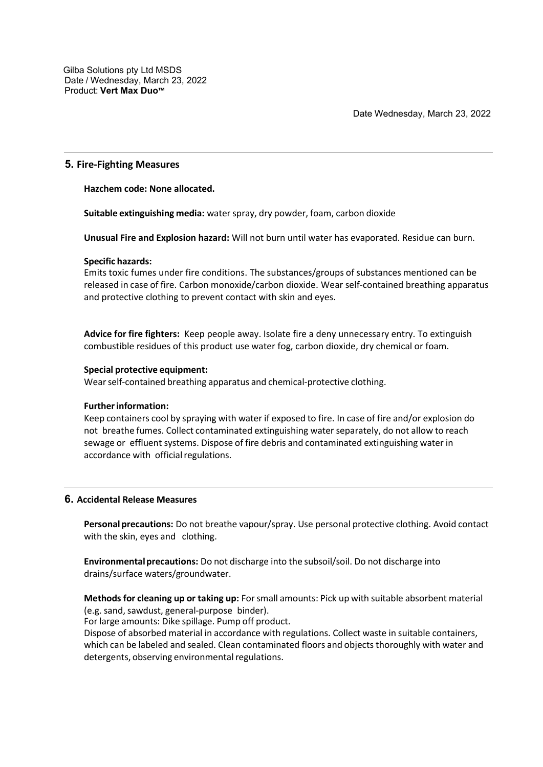## 5. Fire-Fighting Measures

**Hazchem code: None allocated.**

**Suitable extinguishing media:** water spray, dry powder, foam, carbon dioxide

**Unusual Fire and Explosion hazard:** Will not burn until water has evaporated. Residue can burn.

**Specific hazards:**
Emits toxic fumes under fire conditions. The substances/groups of substances mentioned can be released in case of fire. Carbon monoxide/carbon dioxide. Wear self-contained breathing apparatus and protective clothing to prevent contact with skin and eyes.

**Advice for fire fighters:** Keep people away. Isolate fire a deny unnecessary entry. To extinguish combustible residues of this product use water fog, carbon dioxide, dry chemical or foam.

**Special protective equipment:**
Wear self-contained breathing apparatus and chemical-protective clothing.

**Further information:**
Keep containers cool by spraying with water if exposed to fire. In case of fire and/or explosion do not breathe fumes. Collect contaminated extinguishing water separately, do not allow to reach sewage or effluent systems. Dispose of fire debris and contaminated extinguishing water in accordance with official regulations.

## 6. Accidental Release Measures

**Personal precautions:** Do not breathe vapour/spray. Use personal protective clothing. Avoid contact with the skin, eyes and clothing.

**Environmental precautions:** Do not discharge into the subsoil/soil. Do not discharge into drains/surface waters/groundwater.

**Methods for cleaning up or taking up:** For small amounts: Pick up with suitable absorbent material (e.g. sand, sawdust, general-purpose binder).
For large amounts: Dike spillage. Pump off product.
Dispose of absorbed material in accordance with regulations. Collect waste in suitable containers, which can be labeled and sealed. Clean contaminated floors and objects thoroughly with water and detergents, observing environmental regulations.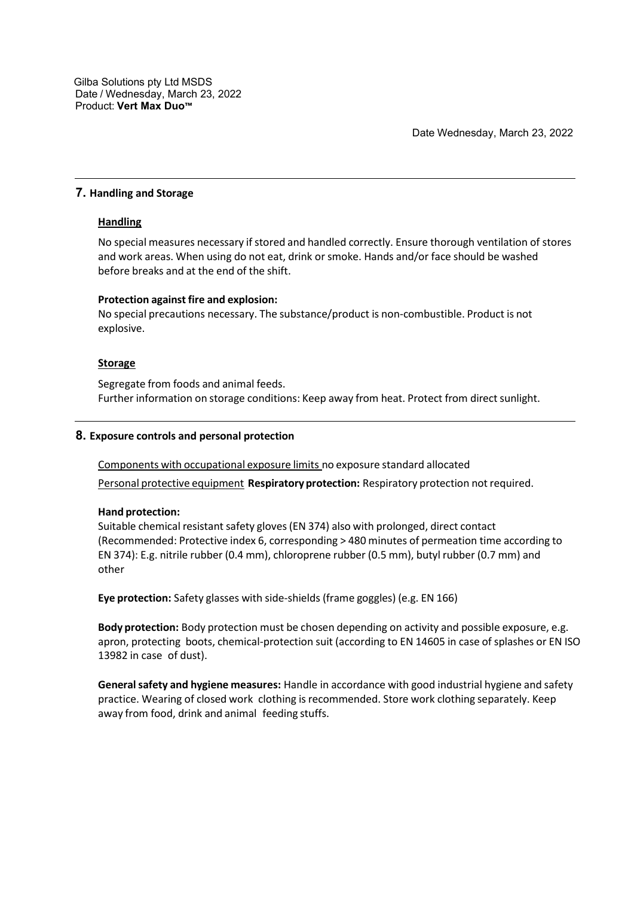## 7. Handling and Storage

### Handling

No special measures necessary if stored and handled correctly. Ensure thorough ventilation of stores and work areas. When using do not eat, drink or smoke. Hands and/or face should be washed before breaks and at the end of the shift.

**Protection against fire and explosion:**
No special precautions necessary. The substance/product is non-combustible. Product is not explosive.

### Storage

Segregate from foods and animal feeds.
Further information on storage conditions: Keep away from heat. Protect from direct sunlight.

## 8. Exposure controls and personal protection

Components with occupational exposure limits no exposure standard allocated

Personal protective equipment **Respiratory protection:** Respiratory protection not required.

**Hand protection:**
Suitable chemical resistant safety gloves (EN 374) also with prolonged, direct contact (Recommended: Protective index 6, corresponding > 480 minutes of permeation time according to EN 374): E.g. nitrile rubber (0.4 mm), chloroprene rubber (0.5 mm), butyl rubber (0.7 mm) and other

**Eye protection:** Safety glasses with side-shields (frame goggles) (e.g. EN 166)

**Body protection:** Body protection must be chosen depending on activity and possible exposure, e.g. apron, protecting boots, chemical-protection suit (according to EN 14605 in case of splashes or EN ISO 13982 in case of dust).

**General safety and hygiene measures:** Handle in accordance with good industrial hygiene and safety practice. Wearing of closed work clothing is recommended. Store work clothing separately. Keep away from food, drink and animal feeding stuffs.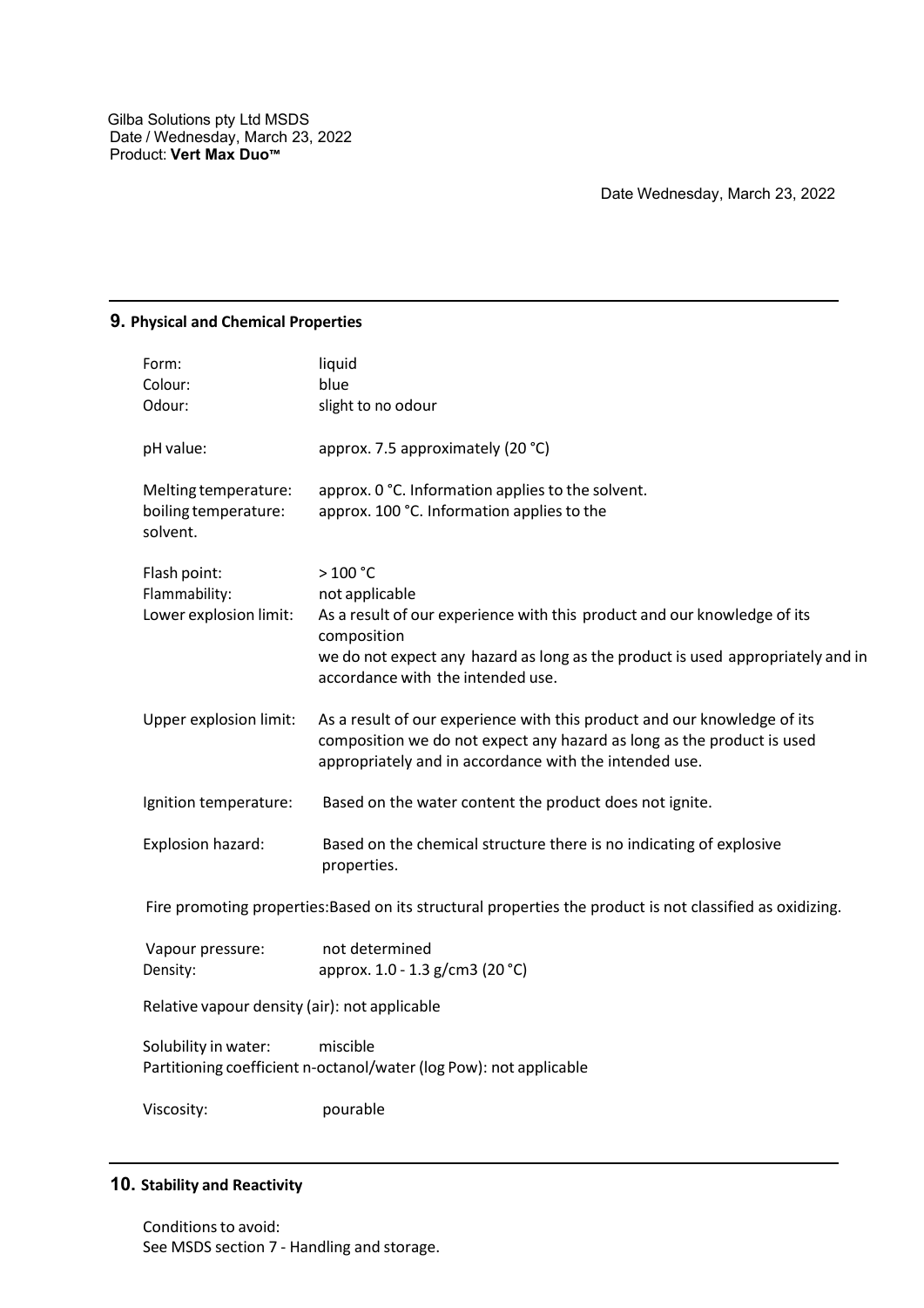## 9. Physical and Chemical Properties

Form: liquid
Colour: blue
Odour: slight to no odour

pH value: approx. 7.5 approximately (20 °C)

Melting temperature: approx. 0 °C. Information applies to the solvent.
boiling temperature: approx. 100 °C. Information applies to the solvent.

Flash point: > 100 °C
Flammability: not applicable
Lower explosion limit: As a result of our experience with this product and our knowledge of its composition we do not expect any hazard as long as the product is used appropriately and in accordance with the intended use.

Upper explosion limit: As a result of our experience with this product and our knowledge of its composition we do not expect any hazard as long as the product is used appropriately and in accordance with the intended use.

Ignition temperature: Based on the water content the product does not ignite.

Explosion hazard: Based on the chemical structure there is no indicating of explosive properties.

Fire promoting properties:Based on its structural properties the product is not classified as oxidizing.

Vapour pressure: not determined
Density: approx. 1.0 - 1.3 g/cm3 (20 °C)

Relative vapour density (air): not applicable

Solubility in water: miscible
Partitioning coefficient n-octanol/water (log Pow): not applicable

Viscosity: pourable

## 10. Stability and Reactivity

Conditions to avoid:
See MSDS section 7 - Handling and storage.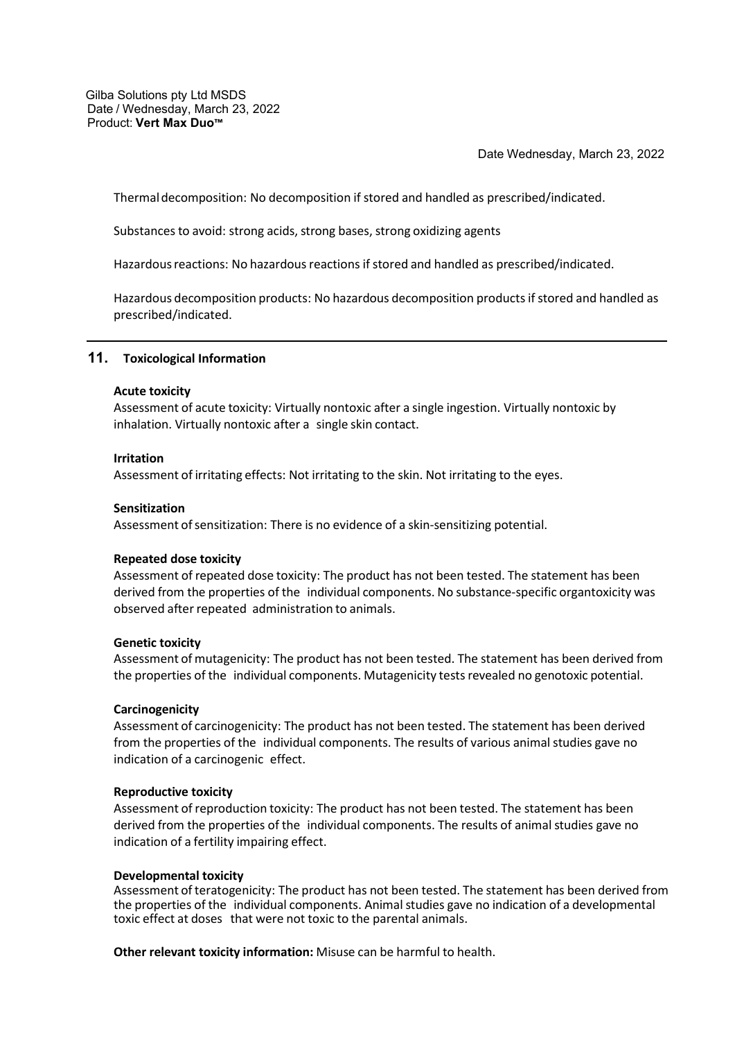Thermal decomposition: No decomposition if stored and handled as prescribed/indicated.

Substances to avoid: strong acids, strong bases, strong oxidizing agents

Hazardous reactions: No hazardous reactions if stored and handled as prescribed/indicated.

Hazardous decomposition products: No hazardous decomposition products if stored and handled as prescribed/indicated.

---

## 11. Toxicological Information

**Acute toxicity**

Assessment of acute toxicity: Virtually nontoxic after a single ingestion. Virtually nontoxic by inhalation. Virtually nontoxic after a single skin contact.

**Irritation**

Assessment of irritating effects: Not irritating to the skin. Not irritating to the eyes.

**Sensitization**

Assessment of sensitization: There is no evidence of a skin-sensitizing potential.

**Repeated dose toxicity**

Assessment of repeated dose toxicity: The product has not been tested. The statement has been derived from the properties of the individual components. No substance-specific organtoxicity was observed after repeated administration to animals.

**Genetic toxicity**

Assessment of mutagenicity: The product has not been tested. The statement has been derived from the properties of the individual components. Mutagenicity tests revealed no genotoxic potential.

**Carcinogenicity**

Assessment of carcinogenicity: The product has not been tested. The statement has been derived from the properties of the individual components. The results of various animal studies gave no indication of a carcinogenic effect.

**Reproductive toxicity**

Assessment of reproduction toxicity: The product has not been tested. The statement has been derived from the properties of the individual components. The results of animal studies gave no indication of a fertility impairing effect.

**Developmental toxicity**

Assessment of teratogenicity: The product has not been tested. The statement has been derived from the properties of the individual components. Animal studies gave no indication of a developmental toxic effect at doses that were not toxic to the parental animals.

**Other relevant toxicity information:** Misuse can be harmful to health.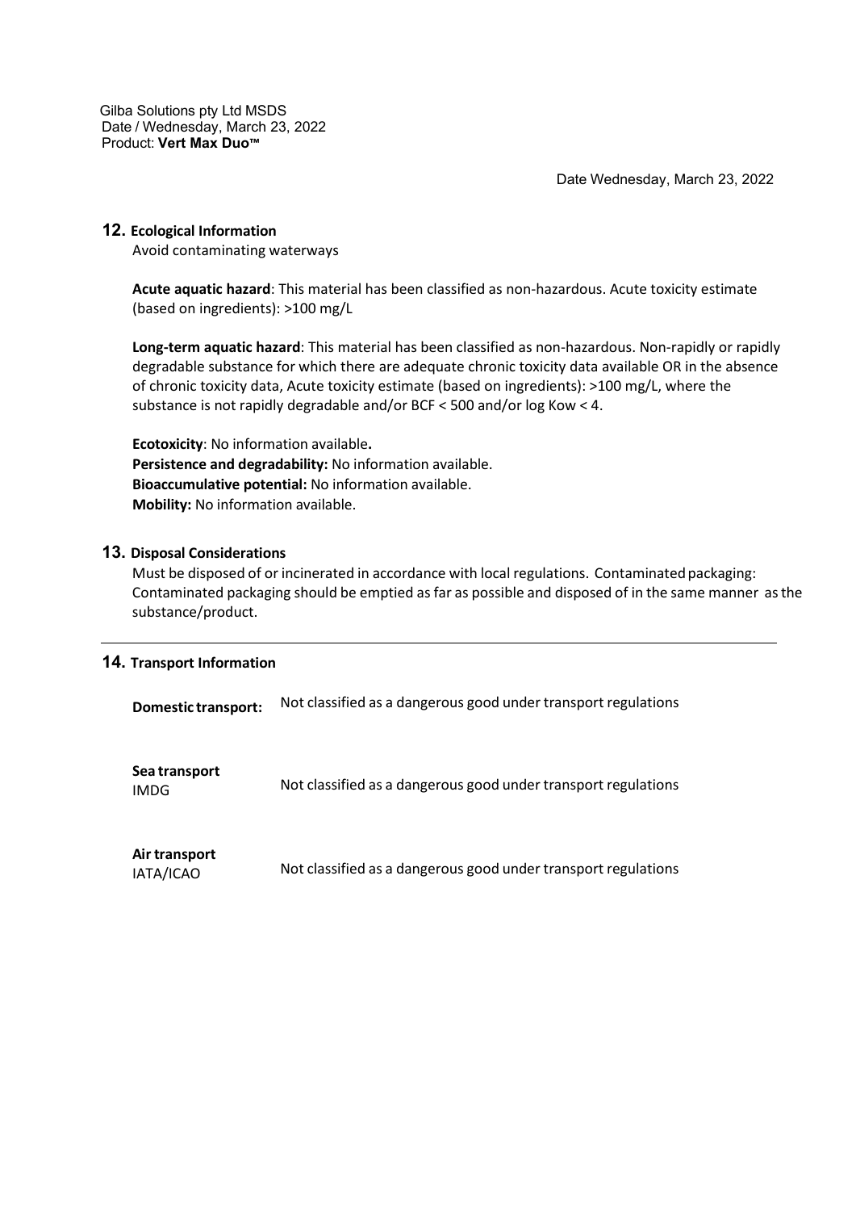## 12. Ecological Information

Avoid contaminating waterways

**Acute aquatic hazard**: This material has been classified as non-hazardous. Acute toxicity estimate (based on ingredients): >100 mg/L

**Long-term aquatic hazard**: This material has been classified as non-hazardous. Non-rapidly or rapidly degradable substance for which there are adequate chronic toxicity data available OR in the absence of chronic toxicity data, Acute toxicity estimate (based on ingredients): >100 mg/L, where the substance is not rapidly degradable and/or BCF < 500 and/or log Kow < 4.

**Ecotoxicity**: No information available**.**
**Persistence and degradability:** No information available.
**Bioaccumulative potential:** No information available.
**Mobility:** No information available.

## 13. Disposal Considerations

Must be disposed of or incinerated in accordance with local regulations. Contaminated packaging: Contaminated packaging should be emptied as far as possible and disposed of in the same manner as the substance/product.

## 14. Transport Information

| | |
|---|---|
| **Domestic transport:** | Not classified as a dangerous good under transport regulations |
| **Sea transport** IMDG | Not classified as a dangerous good under transport regulations |
| **Air transport** IATA/ICAO | Not classified as a dangerous good under transport regulations |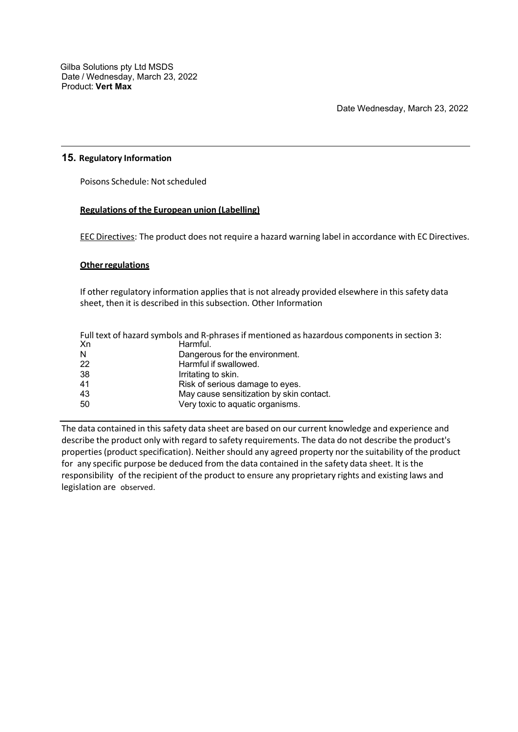## 15. Regulatory Information

Poisons Schedule: Not scheduled

**Regulations of the European union (Labelling)**

EEC Directives: The product does not require a hazard warning label in accordance with EC Directives.

**Other regulations**

If other regulatory information applies that is not already provided elsewhere in this safety data sheet, then it is described in this subsection. Other Information

Full text of hazard symbols and R-phrases if mentioned as hazardous components in section 3:

| | |
|---|---|
| Xn | Harmful. |
| N | Dangerous for the environment. |
| 22 | Harmful if swallowed. |
| 38 | Irritating to skin. |
| 41 | Risk of serious damage to eyes. |
| 43 | May cause sensitization by skin contact. |
| 50 | Very toxic to aquatic organisms. |

The data contained in this safety data sheet are based on our current knowledge and experience and describe the product only with regard to safety requirements. The data do not describe the product's properties (product specification). Neither should any agreed property nor the suitability of the product for any specific purpose be deduced from the data contained in the safety data sheet. It is the responsibility of the recipient of the product to ensure any proprietary rights and existing laws and legislation are observed.